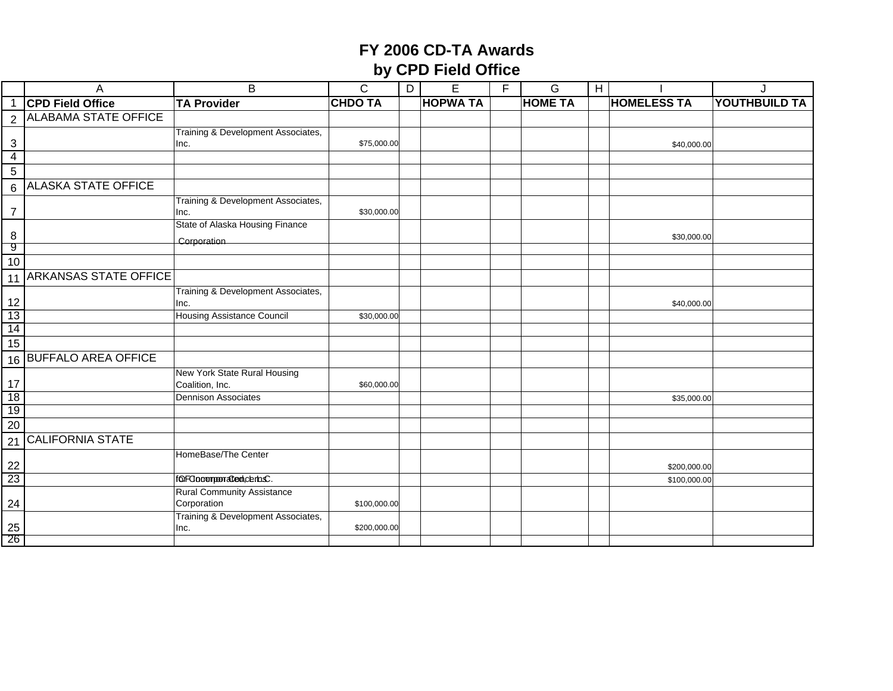# FY 2006 CD-TA Awards
## by CPD Field Office

| CPD Field Office | TA Provider | CHDO TA | | HOPWA TA | | HOME TA | | HOMELESS TA | YOUTHBUILD TA |
|---|---|---|---|---|---|---|---|---|---|
| ALABAMA STATE OFFICE | | | | | | | | | |
| | Training & Development Associates, Inc. | $75,000.00 | | | | | | $40,000.00 | |
| | | | | | | | | | |
| | | | | | | | | | |
| ALASKA STATE OFFICE | | | | | | | | | |
| | Training & Development Associates, Inc. | $30,000.00 | | | | | | | |
| | State of Alaska Housing Finance Corporation | | | | | | | $30,000.00 | |
| | | | | | | | | | |
| | | | | | | | | | |
| ARKANSAS STATE OFFICE | | | | | | | | | |
| | Training & Development Associates, Inc. | | | | | | | $40,000.00 | |
| | Housing Assistance Council | $30,000.00 | | | | | | | |
| | | | | | | | | | |
| | | | | | | | | | |
| BUFFALO AREA OFFICE | | | | | | | | | |
| | New York State Rural Housing Coalition, Inc. | $60,000.00 | | | | | | | |
| | Dennison Associates | | | | | | | $35,000.00 | |
| | | | | | | | | | |
| | | | | | | | | | |
| CALIFORNIA STATE | | | | | | | | | |
| | HomeBase/The Center for Common Concerns | | | | | | | $200,000.00 | |
| | QED Incorporated, LLC. | | | | | | | $100,000.00 | |
| | Rural Community Assistance Corporation | $100,000.00 | | | | | | | |
| | Training & Development Associates, Inc. | $200,000.00 | | | | | | | |
| | | | | | | | | | |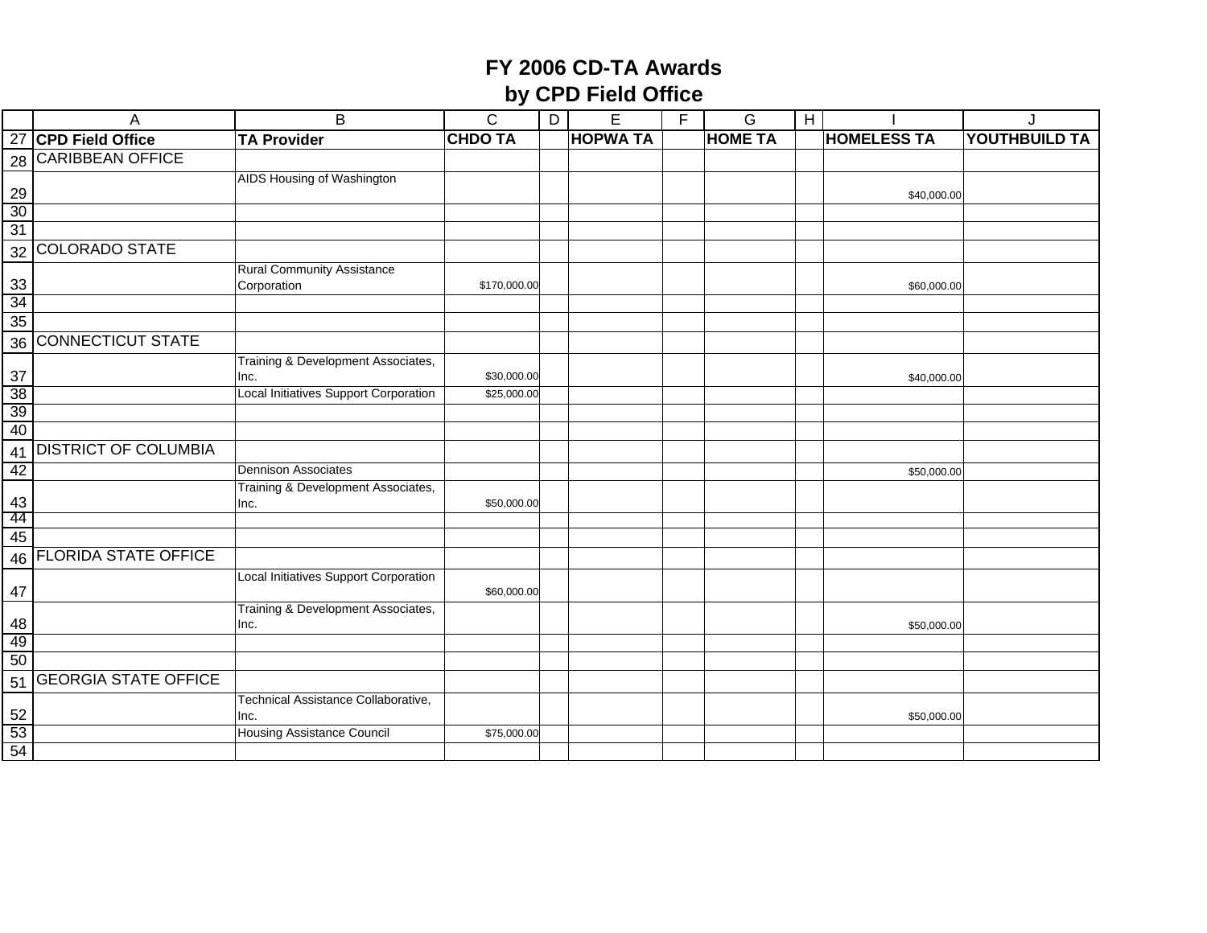# FY 2006 CD-TA Awards
## by CPD Field Office

| CPD Field Office | TA Provider | CHDO TA | | HOPWA TA | | HOME TA | | HOMELESS TA | YOUTHBUILD TA |
|---|---|---|---|---|---|---|---|---|---|
| CARIBBEAN OFFICE | | | | | | | | | |
| | AIDS Housing of Washington | | | | | | | $40,000.00 | |
| | | | | | | | | | |
| | | | | | | | | | |
| COLORADO STATE | | | | | | | | | |
| | Rural Community Assistance Corporation | $170,000.00 | | | | | | $60,000.00 | |
| | | | | | | | | | |
| | | | | | | | | | |
| CONNECTICUT STATE | | | | | | | | | |
| | Training & Development Associates, Inc. | $30,000.00 | | | | | | $40,000.00 | |
| | Local Initiatives Support Corporation | $25,000.00 | | | | | | | |
| | | | | | | | | | |
| | | | | | | | | | |
| DISTRICT OF COLUMBIA | | | | | | | | | |
| | Dennison Associates | | | | | | | $50,000.00 | |
| | Training & Development Associates, Inc. | $50,000.00 | | | | | | | |
| | | | | | | | | | |
| | | | | | | | | | |
| FLORIDA STATE OFFICE | | | | | | | | | |
| | Local Initiatives Support Corporation | $60,000.00 | | | | | | | |
| | Training & Development Associates, Inc. | | | | | | | $50,000.00 | |
| | | | | | | | | | |
| | | | | | | | | | |
| GEORGIA STATE OFFICE | | | | | | | | | |
| | Technical Assistance Collaborative, Inc. | | | | | | | $50,000.00 | |
| | Housing Assistance Council | $75,000.00 | | | | | | | |
| | | | | | | | | | |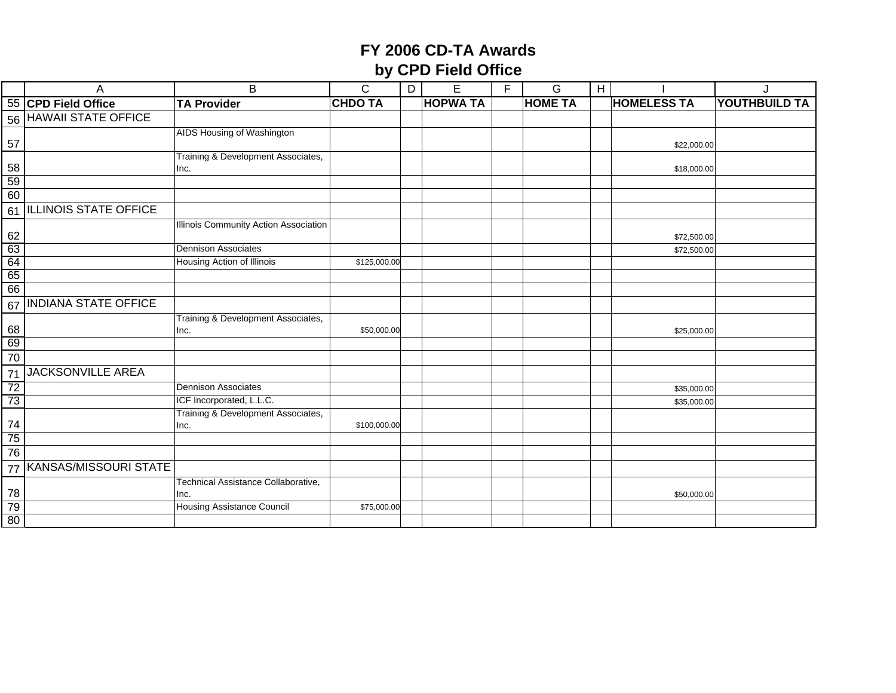# FY 2006 CD-TA Awards
## by CPD Field Office

| CPD Field Office | TA Provider | CHDO TA | | HOPWA TA | | HOME TA | | HOMELESS TA | YOUTHBUILD TA |
|---|---|---|---|---|---|---|---|---|---|
| HAWAII STATE OFFICE | | | | | | | | | |
| | AIDS Housing of Washington | | | | | | | $22,000.00 | |
| | Training & Development Associates, Inc. | | | | | | | $18,000.00 | |
| | | | | | | | | | |
| | | | | | | | | | |
| ILLINOIS STATE OFFICE | | | | | | | | | |
| | Illinois Community Action Association | | | | | | | $72,500.00 | |
| | Dennison Associates | | | | | | | $72,500.00 | |
| | Housing Action of Illinois | $125,000.00 | | | | | | | |
| | | | | | | | | | |
| | | | | | | | | | |
| INDIANA STATE OFFICE | | | | | | | | | |
| | Training & Development Associates, Inc. | $50,000.00 | | | | | | $25,000.00 | |
| | | | | | | | | | |
| | | | | | | | | | |
| JACKSONVILLE AREA | | | | | | | | | |
| | Dennison Associates | | | | | | | $35,000.00 | |
| | ICF Incorporated, L.L.C. | | | | | | | $35,000.00 | |
| | Training & Development Associates, Inc. | $100,000.00 | | | | | | | |
| | | | | | | | | | |
| | | | | | | | | | |
| KANSAS/MISSOURI STATE | | | | | | | | | |
| | Technical Assistance Collaborative, Inc. | | | | | | | $50,000.00 | |
| | Housing Assistance Council | $75,000.00 | | | | | | | |
| | | | | | | | | | |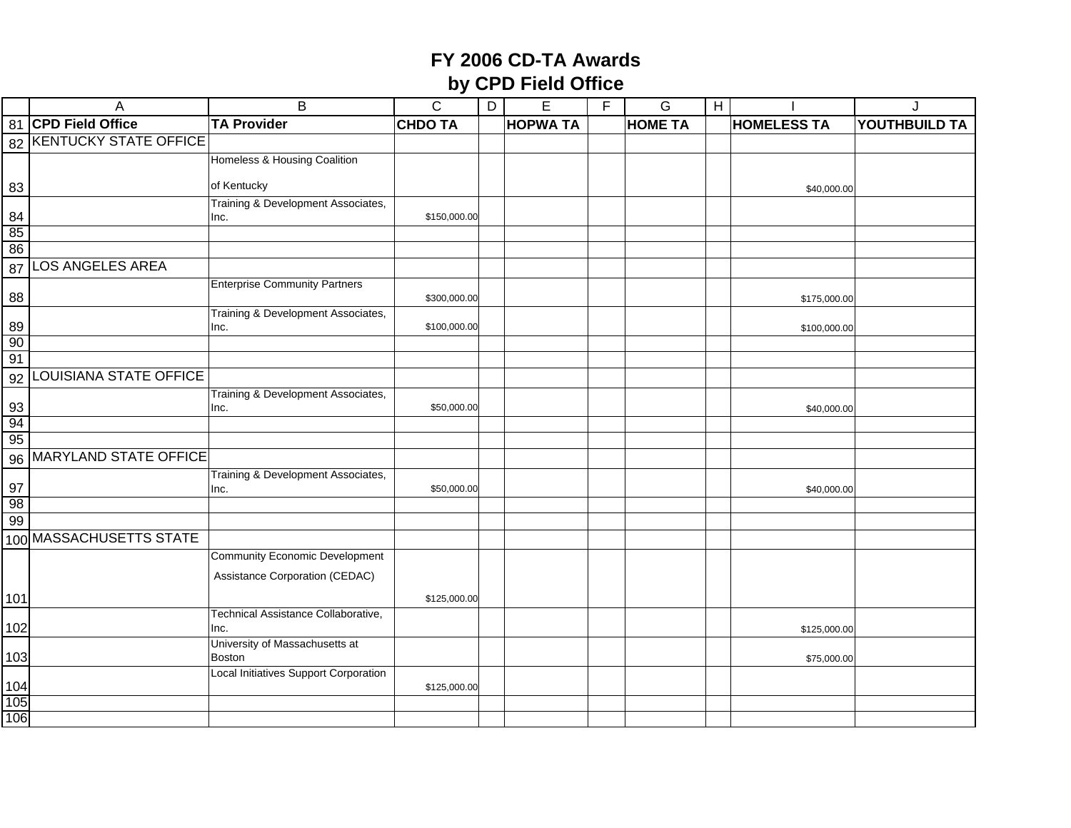# FY 2006 CD-TA Awards
## by CPD Field Office

| CPD Field Office | TA Provider | CHDO TA | | HOPWA TA | | HOME TA | | HOMELESS TA | YOUTHBUILD TA |
|---|---|---|---|---|---|---|---|---|---|
| KENTUCKY STATE OFFICE | | | | | | | | | |
| | Homeless & Housing Coalition of Kentucky | | | | | | | $40,000.00 | |
| | Training & Development Associates, Inc. | $150,000.00 | | | | | | | |
| | | | | | | | | | |
| | | | | | | | | | |
| LOS ANGELES AREA | | | | | | | | | |
| | Enterprise Community Partners | $300,000.00 | | | | | | $175,000.00 | |
| | Training & Development Associates, Inc. | $100,000.00 | | | | | | $100,000.00 | |
| | | | | | | | | | |
| | | | | | | | | | |
| LOUISIANA STATE OFFICE | | | | | | | | | |
| | Training & Development Associates, Inc. | $50,000.00 | | | | | | $40,000.00 | |
| | | | | | | | | | |
| | | | | | | | | | |
| MARYLAND STATE OFFICE | | | | | | | | | |
| | Training & Development Associates, Inc. | $50,000.00 | | | | | | $40,000.00 | |
| | | | | | | | | | |
| | | | | | | | | | |
| MASSACHUSETTS STATE | | | | | | | | | |
| | Community Economic Development Assistance Corporation (CEDAC) | $125,000.00 | | | | | | | |
| | Technical Assistance Collaborative, Inc. | | | | | | | $125,000.00 | |
| | University of Massachusetts at Boston | | | | | | | $75,000.00 | |
| | Local Initiatives Support Corporation | $125,000.00 | | | | | | | |
| | | | | | | | | | |
| | | | | | | | | | |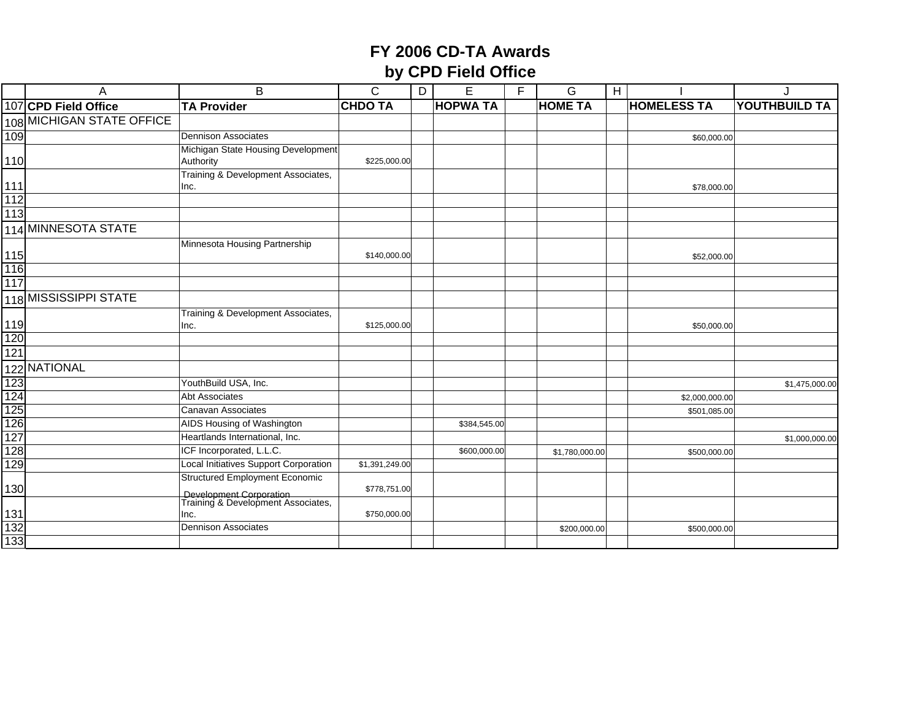# FY 2006 CD-TA Awards
## by CPD Field Office

| CPD Field Office | TA Provider | CHDO TA | HOPWA TA | HOME TA | HOMELESS TA | YOUTHBUILD TA |
|---|---|---|---|---|---|---|
| MICHIGAN STATE OFFICE | | | | | | |
| | Dennison Associates | | | | $60,000.00 | |
| | Michigan State Housing Development Authority | $225,000.00 | | | | |
| | Training & Development Associates, Inc. | | | | $78,000.00 | |
| | | | | | | |
| | | | | | | |
| MINNESOTA STATE | | | | | | |
| | Minnesota Housing Partnership | $140,000.00 | | | $52,000.00 | |
| | | | | | | |
| | | | | | | |
| MISSISSIPPI STATE | | | | | | |
| | Training & Development Associates, Inc. | $125,000.00 | | | $50,000.00 | |
| | | | | | | |
| | | | | | | |
| NATIONAL | | | | | | |
| | YouthBuild USA, Inc. | | | | | $1,475,000.00 |
| | Abt Associates | | | | $2,000,000.00 | |
| | Canavan Associates | | | | $501,085.00 | |
| | AIDS Housing of Washington | | $384,545.00 | | | |
| | Heartlands International, Inc. | | | | | $1,000,000.00 |
| | ICF Incorporated, L.L.C. | | $600,000.00 | $1,780,000.00 | $500,000.00 | |
| | Local Initiatives Support Corporation | $1,391,249.00 | | | | |
| | Structured Employment Economic Development Corporation | $778,751.00 | | | | |
| | Training & Development Associates, Inc. | $750,000.00 | | | | |
| | Dennison Associates | | | $200,000.00 | $500,000.00 | |
| | | | | | | |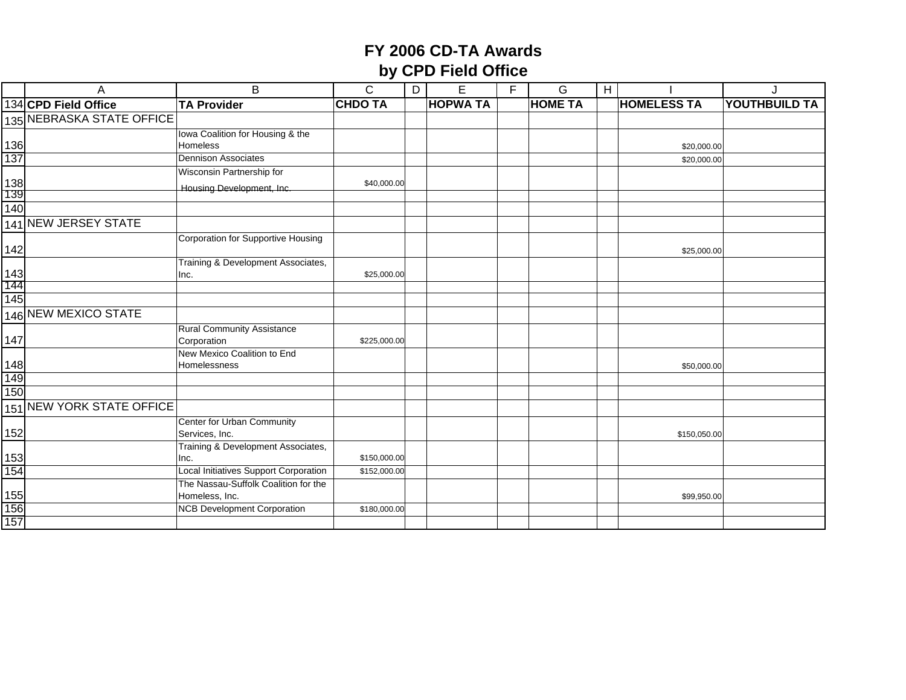# FY 2006 CD-TA Awards
## by CPD Field Office

| CPD Field Office | TA Provider | CHDO TA | | HOPWA TA | | HOME TA | | HOMELESS TA | YOUTHBUILD TA |
|---|---|---|---|---|---|---|---|---|---|
| NEBRASKA STATE OFFICE | | | | | | | | | |
| | Iowa Coalition for Housing & the Homeless | | | | | | | $20,000.00 | |
| | Dennison Associates | | | | | | | $20,000.00 | |
| | Wisconsin Partnership for Housing Development, Inc. | $40,000.00 | | | | | | | |
| | | | | | | | | | |
| | | | | | | | | | |
| NEW JERSEY STATE | | | | | | | | | |
| | Corporation for Supportive Housing | | | | | | | $25,000.00 | |
| | Training & Development Associates, Inc. | $25,000.00 | | | | | | | |
| | | | | | | | | | |
| | | | | | | | | | |
| NEW MEXICO STATE | | | | | | | | | |
| | Rural Community Assistance Corporation | $225,000.00 | | | | | | | |
| | New Mexico Coalition to End Homelessness | | | | | | | $50,000.00 | |
| | | | | | | | | | |
| | | | | | | | | | |
| NEW YORK STATE OFFICE | | | | | | | | | |
| | Center for Urban Community Services, Inc. | | | | | | | $150,050.00 | |
| | Training & Development Associates, Inc. | $150,000.00 | | | | | | | |
| | Local Initiatives Support Corporation | $152,000.00 | | | | | | | |
| | The Nassau-Suffolk Coalition for the Homeless, Inc. | | | | | | | $99,950.00 | |
| | NCB Development Corporation | $180,000.00 | | | | | | | |
| | | | | | | | | | |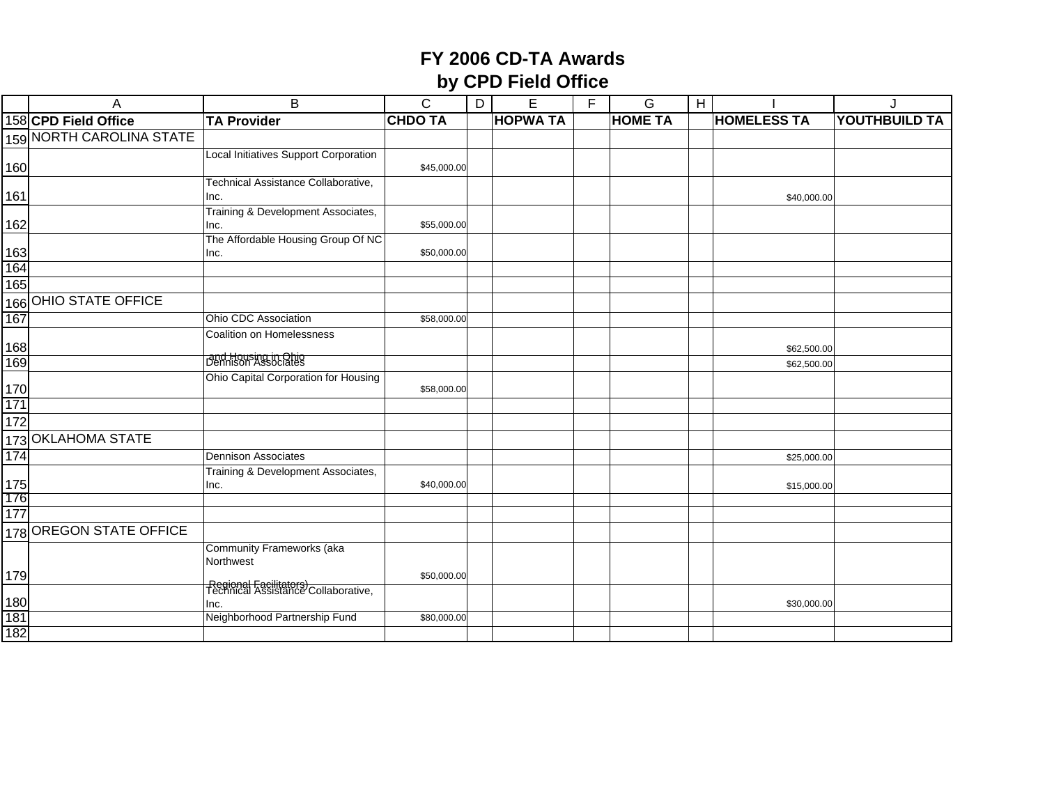# FY 2006 CD-TA Awards
# by CPD Field Office

| CPD Field Office | TA Provider | CHDO TA | | HOPWA TA | | HOME TA | | HOMELESS TA | YOUTHBUILD TA |
|---|---|---|---|---|---|---|---|---|---|
| NORTH CAROLINA STATE | | | | | | | | | |
| | Local Initiatives Support Corporation | $45,000.00 | | | | | | | |
| | Technical Assistance Collaborative, Inc. | | | | | | | $40,000.00 | |
| | Training & Development Associates, Inc. | $55,000.00 | | | | | | | |
| | The Affordable Housing Group Of NC Inc. | $50,000.00 | | | | | | | |
| | | | | | | | | | |
| | | | | | | | | | |
| OHIO STATE OFFICE | | | | | | | | | |
| | Ohio CDC Association | $58,000.00 | | | | | | | |
| | Coalition on Homelessness and Housing in Ohio | | | | | | | $62,500.00 | |
| | Dennison Associates | | | | | | | $62,500.00 | |
| | Ohio Capital Corporation for Housing | $58,000.00 | | | | | | | |
| | | | | | | | | | |
| | | | | | | | | | |
| OKLAHOMA STATE | | | | | | | | | |
| | Dennison Associates | | | | | | | $25,000.00 | |
| | Training & Development Associates, Inc. | $40,000.00 | | | | | | $15,000.00 | |
| | | | | | | | | | |
| | | | | | | | | | |
| OREGON STATE OFFICE | | | | | | | | | |
| | Community Frameworks (aka Northwest Regional Facilitators) | $50,000.00 | | | | | | | |
| | Technical Assistance Collaborative, Inc. | | | | | | | $30,000.00 | |
| | Neighborhood Partnership Fund | $80,000.00 | | | | | | | |
| | | | | | | | | | |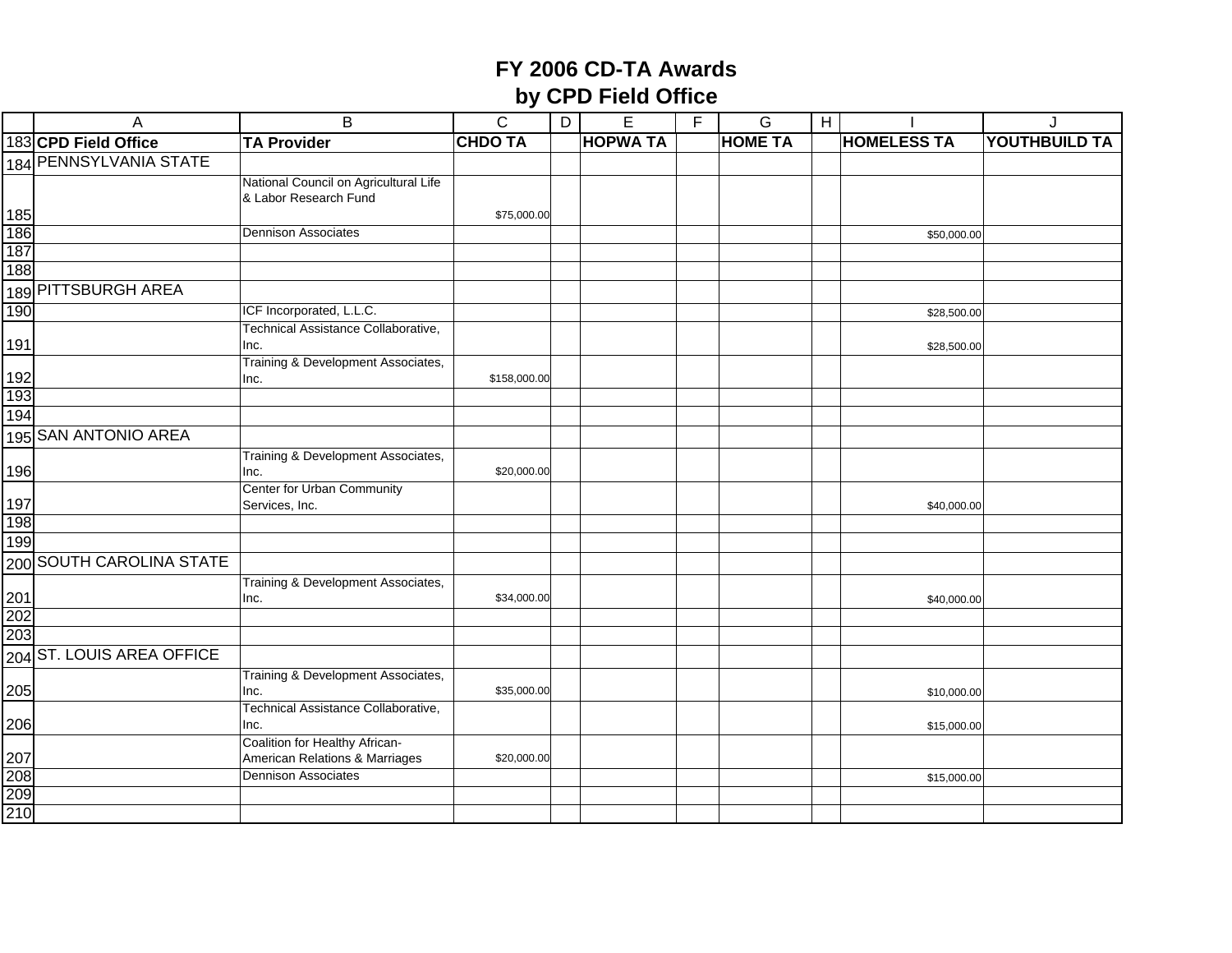# FY 2006 CD-TA Awards
## by CPD Field Office

| CPD Field Office | TA Provider | CHDO TA | | HOPWA TA | | HOME TA | | HOMELESS TA | YOUTHBUILD TA |
|---|---|---|---|---|---|---|---|---|---|
| PENNSYLVANIA STATE | | | | | | | | | |
| | National Council on Agricultural Life & Labor Research Fund | $75,000.00 | | | | | | | |
| | Dennison Associates | | | | | | | $50,000.00 | |
| | | | | | | | | | |
| | | | | | | | | | |
| PITTSBURGH AREA | | | | | | | | | |
| | ICF Incorporated, L.L.C. | | | | | | | $28,500.00 | |
| | Technical Assistance Collaborative, Inc. | | | | | | | $28,500.00 | |
| | Training & Development Associates, Inc. | $158,000.00 | | | | | | | |
| | | | | | | | | | |
| | | | | | | | | | |
| SAN ANTONIO AREA | | | | | | | | | |
| | Training & Development Associates, Inc. | $20,000.00 | | | | | | | |
| | Center for Urban Community Services, Inc. | | | | | | | $40,000.00 | |
| | | | | | | | | | |
| | | | | | | | | | |
| SOUTH CAROLINA STATE | | | | | | | | | |
| | Training & Development Associates, Inc. | $34,000.00 | | | | | | $40,000.00 | |
| | | | | | | | | | |
| | | | | | | | | | |
| ST. LOUIS AREA OFFICE | | | | | | | | | |
| | Training & Development Associates, Inc. | $35,000.00 | | | | | | $10,000.00 | |
| | Technical Assistance Collaborative, Inc. | | | | | | | $15,000.00 | |
| | Coalition for Healthy African-American Relations & Marriages | $20,000.00 | | | | | | | |
| | Dennison Associates | | | | | | | $15,000.00 | |
| | | | | | | | | | |
| | | | | | | | | | |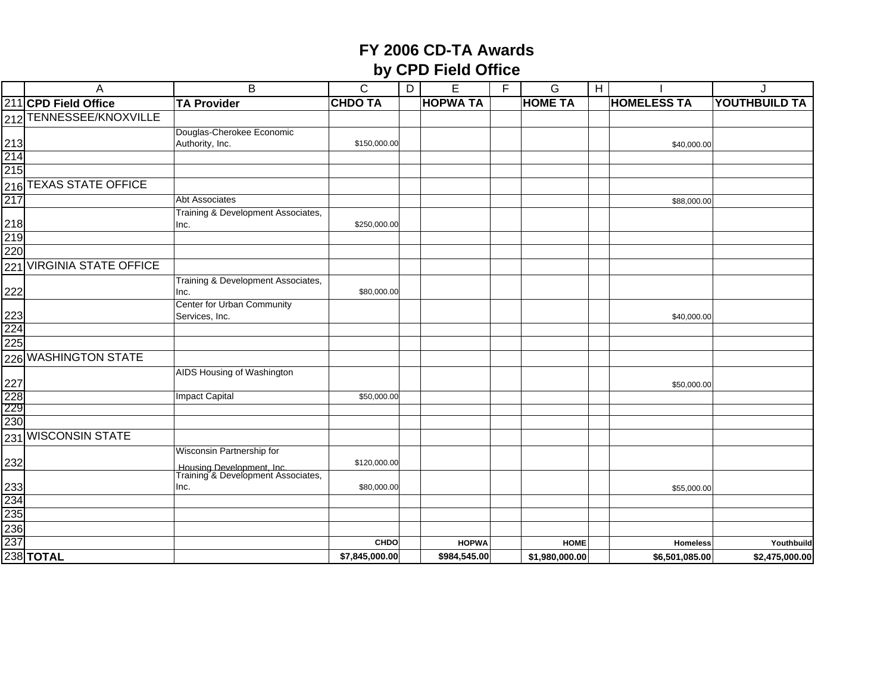# FY 2006 CD-TA Awards
## by CPD Field Office

| | A | B | C | D | E | F | G | H | I | J |
|---|---|---|---|---|---|---|---|---|---|---|
| 211 | **CPD Field Office** | **TA Provider** | **CHDO TA** | | **HOPWA TA** | | **HOME TA** | | **HOMELESS TA** | **YOUTHBUILD TA** |
| 212 | TENNESSEE/KNOXVILLE | | | | | | | | | |
| 213 | | Douglas-Cherokee Economic Authority, Inc. | $150,000.00 | | | | | | $40,000.00 | |
| 214 | | | | | | | | | | |
| 215 | | | | | | | | | | |
| 216 | TEXAS STATE OFFICE | | | | | | | | | |
| 217 | | Abt Associates | | | | | | | $88,000.00 | |
| 218 | | Training & Development Associates, Inc. | $250,000.00 | | | | | | | |
| 219 | | | | | | | | | | |
| 220 | | | | | | | | | | |
| 221 | VIRGINIA STATE OFFICE | | | | | | | | | |
| 222 | | Training & Development Associates, Inc. | $80,000.00 | | | | | | | |
| 223 | | Center for Urban Community Services, Inc. | | | | | | | $40,000.00 | |
| 224 | | | | | | | | | | |
| 225 | | | | | | | | | | |
| 226 | WASHINGTON STATE | | | | | | | | | |
| 227 | | AIDS Housing of Washington | | | | | | | $50,000.00 | |
| 228 | | Impact Capital | $50,000.00 | | | | | | | |
| 229 | | | | | | | | | | |
| 230 | | | | | | | | | | |
| 231 | WISCONSIN STATE | | | | | | | | | |
| 232 | | Wisconsin Partnership for Housing Development, Inc. | $120,000.00 | | | | | | | |
| 233 | | Training & Development Associates, Inc. | $80,000.00 | | | | | | $55,000.00 | |
| 234 | | | | | | | | | | |
| 235 | | | | | | | | | | |
| 236 | | | | | | | | | | |
| 237 | | | **CHDO** | | **HOPWA** | | **HOME** | | **Homeless** | **Youthbuild** |
| 238 | **TOTAL** | | **$7,845,000.00** | | **$984,545.00** | | **$1,980,000.00** | | **$6,501,085.00** | **$2,475,000.00** |